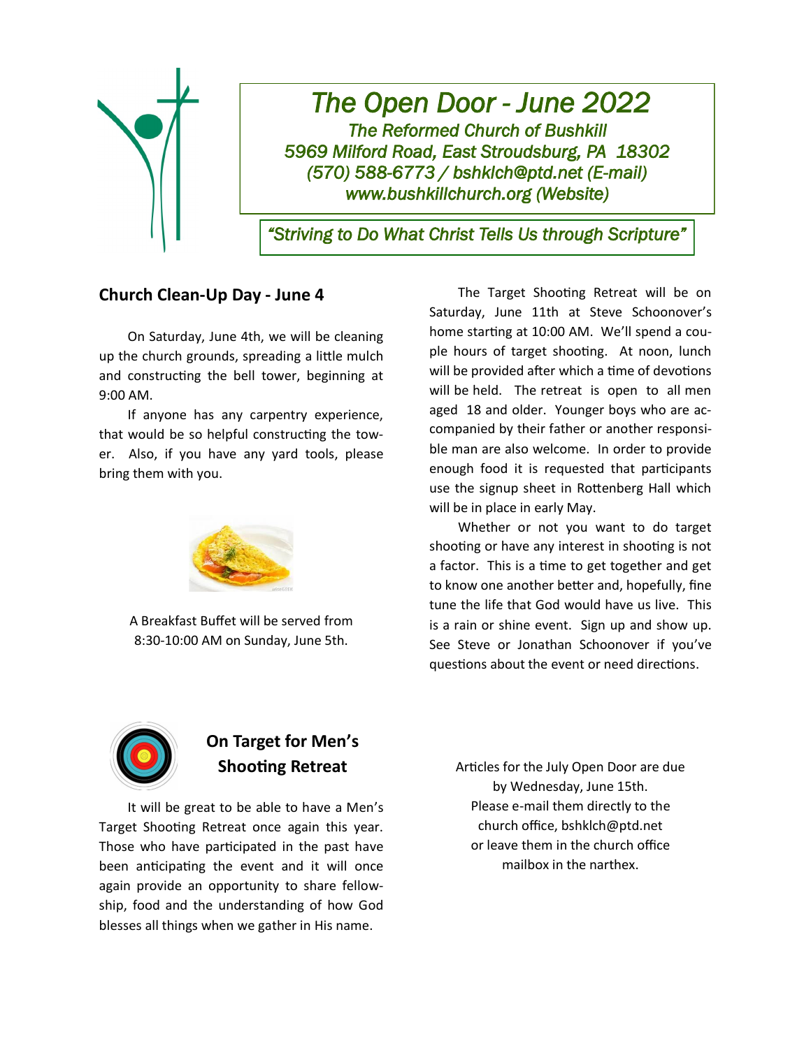# The Open Door - June 2022

*The Reformed Church of Bushkill*
*5969 Milford Road, East Stroudsburg, PA 18302*
*(570) 588-6773 / bshklch@ptd.net (E-mail)*
*www.bushkillchurch.org (Website)*

*"Striving to Do What Christ Tells Us through Scripture"*

## Church Clean-Up Day - June 4

On Saturday, June 4th, we will be cleaning up the church grounds, spreading a little mulch and constructing the bell tower, beginning at 9:00 AM.

If anyone has any carpentry experience, that would be so helpful constructing the tower. Also, if you have any yard tools, please bring them with you.

A Breakfast Buffet will be served from 8:30-10:00 AM on Sunday, June 5th.

## On Target for Men's Shooting Retreat

It will be great to be able to have a Men's Target Shooting Retreat once again this year. Those who have participated in the past have been anticipating the event and it will once again provide an opportunity to share fellowship, food and the understanding of how God blesses all things when we gather in His name.

The Target Shooting Retreat will be on Saturday, June 11th at Steve Schoonover's home starting at 10:00 AM. We'll spend a couple hours of target shooting. At noon, lunch will be provided after which a time of devotions will be held. The retreat is open to all men aged 18 and older. Younger boys who are accompanied by their father or another responsible man are also welcome. In order to provide enough food it is requested that participants use the signup sheet in Rottenberg Hall which will be in place in early May.

Whether or not you want to do target shooting or have any interest in shooting is not a factor. This is a time to get together and get to know one another better and, hopefully, fine tune the life that God would have us live. This is a rain or shine event. Sign up and show up. See Steve or Jonathan Schoonover if you've questions about the event or need directions.

Articles for the July Open Door are due by Wednesday, June 15th. Please e-mail them directly to the church office, bshklch@ptd.net or leave them in the church office mailbox in the narthex.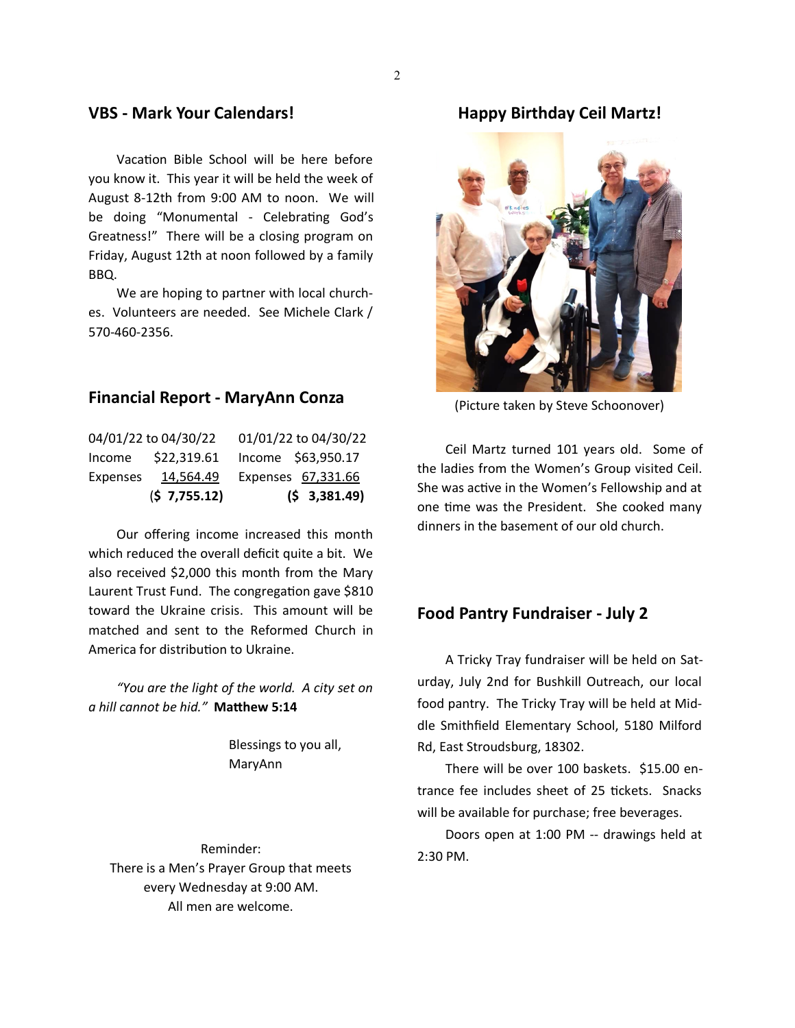## VBS - Mark Your Calendars!

Vacation Bible School will be here before you know it. This year it will be held the week of August 8-12th from 9:00 AM to noon. We will be doing "Monumental - Celebrating God's Greatness!" There will be a closing program on Friday, August 12th at noon followed by a family BBQ.

We are hoping to partner with local churches. Volunteers are needed. See Michele Clark / 570-460-2356.

## Financial Report - MaryAnn Conza

| 04/01/22 to 04/30/22 | | 01/01/22 to 04/30/22 | |
|---|---|---|---|
| Income | $22,319.61 | Income | $63,950.17 |
| Expenses | 14,564.49 | Expenses | 67,331.66 |
| | **($ 7,755.12)** | | **($ 3,381.49)** |

Our offering income increased this month which reduced the overall deficit quite a bit. We also received $2,000 this month from the Mary Laurent Trust Fund. The congregation gave $810 toward the Ukraine crisis. This amount will be matched and sent to the Reformed Church in America for distribution to Ukraine.

*"You are the light of the world. A city set on a hill cannot be hid."* **Matthew 5:14**

Blessings to you all,
MaryAnn

Reminder:
There is a Men's Prayer Group that meets every Wednesday at 9:00 AM.
All men are welcome.

## Happy Birthday Ceil Martz!

(Picture taken by Steve Schoonover)

Ceil Martz turned 101 years old. Some of the ladies from the Women's Group visited Ceil. She was active in the Women's Fellowship and at one time was the President. She cooked many dinners in the basement of our old church.

## Food Pantry Fundraiser - July 2

A Tricky Tray fundraiser will be held on Saturday, July 2nd for Bushkill Outreach, our local food pantry. The Tricky Tray will be held at Middle Smithfield Elementary School, 5180 Milford Rd, East Stroudsburg, 18302.

There will be over 100 baskets. $15.00 entrance fee includes sheet of 25 tickets. Snacks will be available for purchase; free beverages.

Doors open at 1:00 PM -- drawings held at 2:30 PM.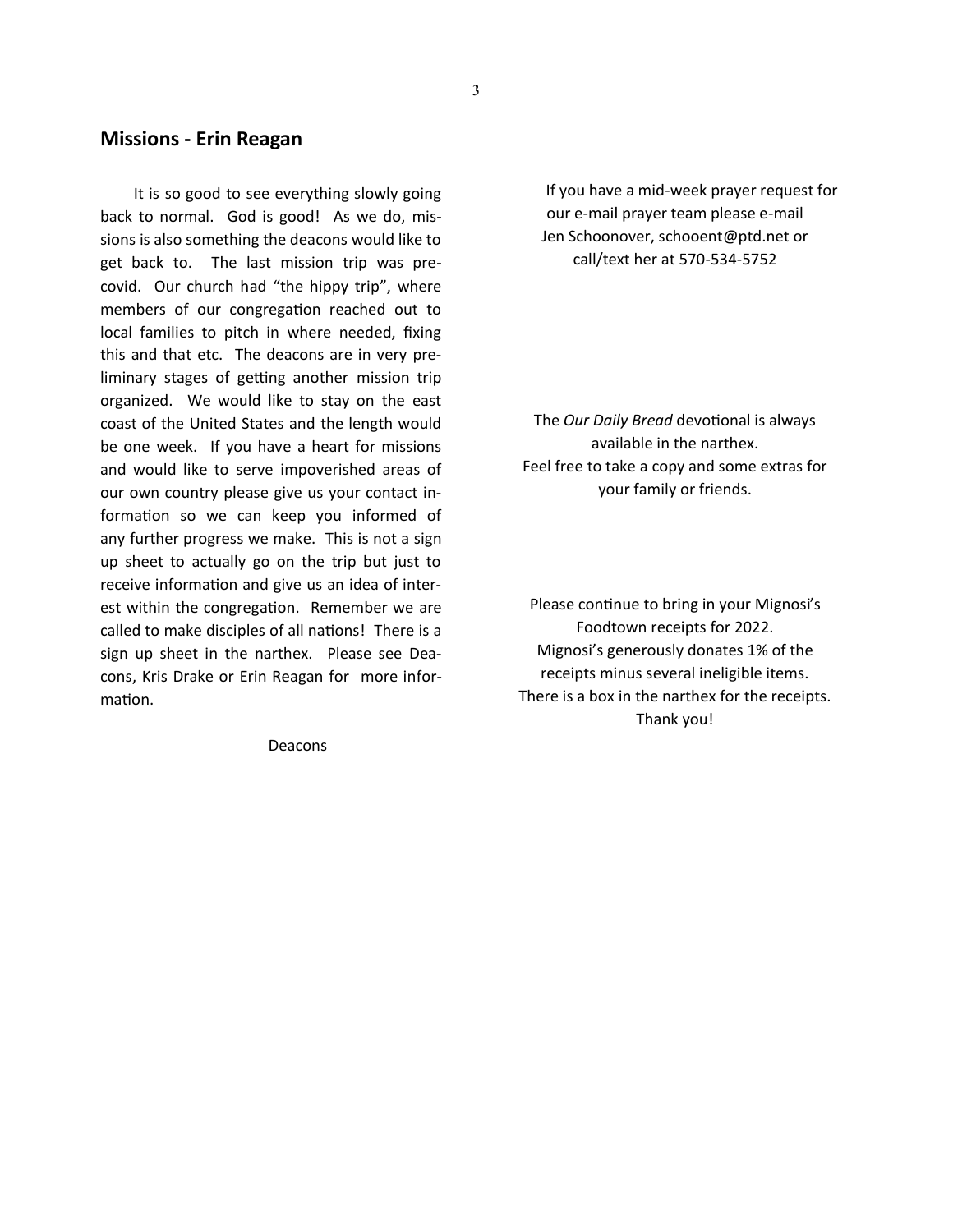## Missions - Erin Reagan

It is so good to see everything slowly going back to normal. God is good! As we do, missions is also something the deacons would like to get back to. The last mission trip was pre-covid. Our church had "the hippy trip", where members of our congregation reached out to local families to pitch in where needed, fixing this and that etc. The deacons are in very preliminary stages of getting another mission trip organized. We would like to stay on the east coast of the United States and the length would be one week. If you have a heart for missions and would like to serve impoverished areas of our own country please give us your contact information so we can keep you informed of any further progress we make. This is not a sign up sheet to actually go on the trip but just to receive information and give us an idea of interest within the congregation. Remember we are called to make disciples of all nations! There is a sign up sheet in the narthex. Please see Deacons, Kris Drake or Erin Reagan for more information.

Deacons

If you have a mid-week prayer request for our e-mail prayer team please e-mail Jen Schoonover, schooent@ptd.net or call/text her at 570-534-5752

The *Our Daily Bread* devotional is always available in the narthex.
Feel free to take a copy and some extras for your family or friends.

Please continue to bring in your Mignosi's Foodtown receipts for 2022.
Mignosi's generously donates 1% of the receipts minus several ineligible items.
There is a box in the narthex for the receipts.
Thank you!